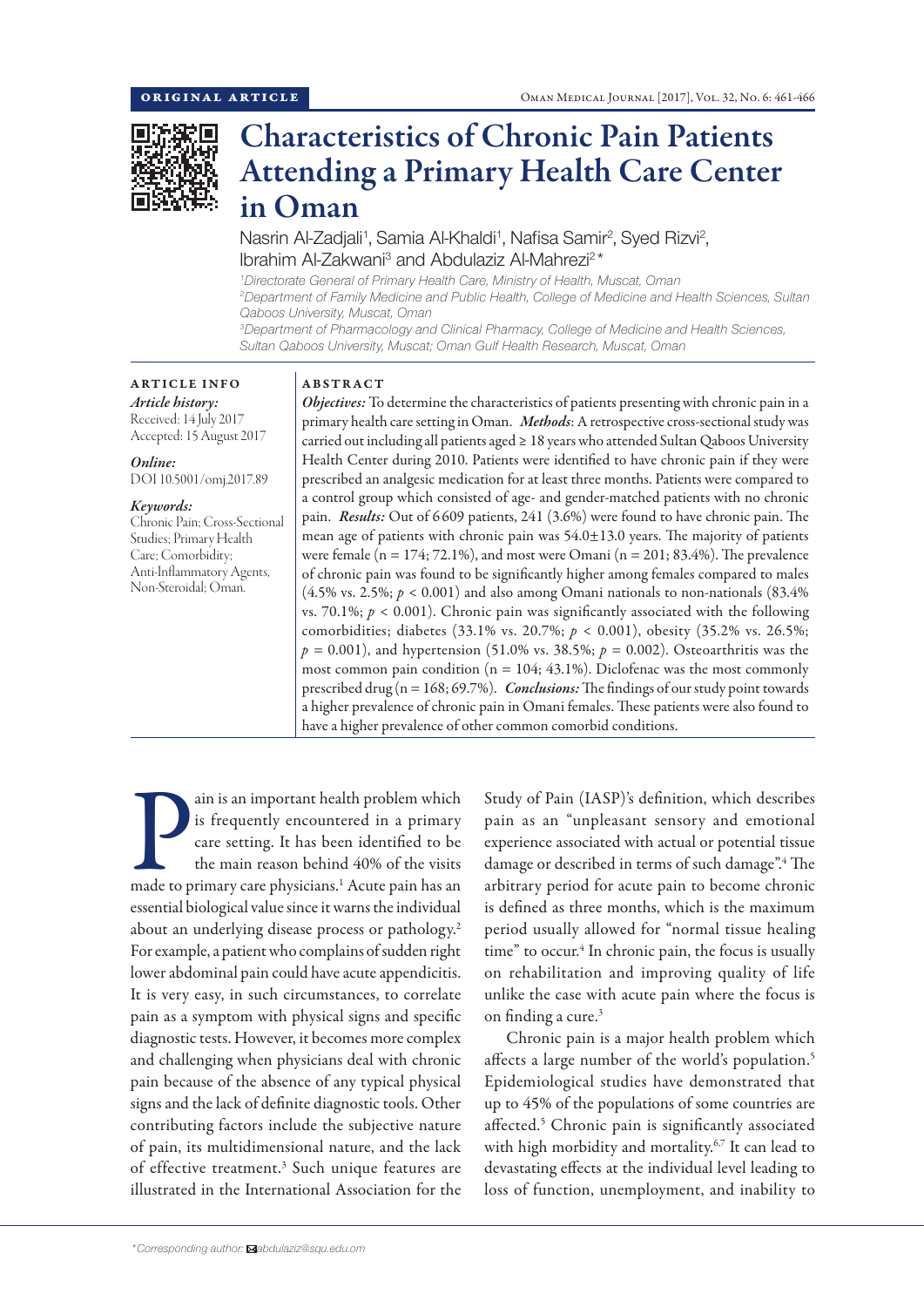ORIGINAL ARTICLE

# Characteristics of Chronic Pain Patients Attending a Primary Health Care Center in Oman

Nasrin Al-Zadjali[1], Samia Al-Khaldi[1], Nafisa Samir[2], Syed Rizvi[2], Ibrahim Al-Zakwani[3] and Abdulaziz Al-Mahrezi[2]*

[1]*Directorate General of Primary Health Care, Ministry of Health, Muscat, Oman*
[2]*Department of Family Medicine and Public Health, College of Medicine and Health Sciences, Sultan Qaboos University, Muscat, Oman*
[3]*Department of Pharmacology and Clinical Pharmacy, College of Medicine and Health Sciences, Sultan Qaboos University, Muscat; Oman Gulf Health Research, Muscat, Oman*

**ARTICLE INFO**

*Article history:*
Received: 14 July 2017
Accepted: 15 August 2017

*Online:*
DOI 10.5001/omj.2017.89

*Keywords:*
Chronic Pain; Cross-Sectional Studies; Primary Health Care; Comorbidity; Anti-Inflammatory Agents, Non-Steroidal; Oman.

**ABSTRACT**

***Objectives:*** To determine the characteristics of patients presenting with chronic pain in a primary health care setting in Oman. ***Methods***: A retrospective cross-sectional study was carried out including all patients aged ≥ 18 years who attended Sultan Qaboos University Health Center during 2010. Patients were identified to have chronic pain if they were prescribed an analgesic medication for at least three months. Patients were compared to a control group which consisted of age- and gender-matched patients with no chronic pain. ***Results:*** Out of 6609 patients, 241 (3.6%) were found to have chronic pain. The mean age of patients with chronic pain was 54.0±13.0 years. The majority of patients were female (n = 174; 72.1%), and most were Omani (n = 201; 83.4%). The prevalence of chronic pain was found to be significantly higher among females compared to males (4.5% vs. 2.5%; $p < 0.001$) and also among Omani nationals to non-nationals (83.4% vs. 70.1%; $p < 0.001$). Chronic pain was significantly associated with the following comorbidities; diabetes (33.1% vs. 20.7%; $p < 0.001$), obesity (35.2% vs. 26.5%; $p = 0.001$), and hypertension (51.0% vs. 38.5%; $p = 0.002$). Osteoarthritis was the most common pain condition (n = 104; 43.1%). Diclofenac was the most commonly prescribed drug (n = 168; 69.7%). ***Conclusions:*** The findings of our study point towards a higher prevalence of chronic pain in Omani females. These patients were also found to have a higher prevalence of other common comorbid conditions.

Pain is an important health problem which is frequently encountered in a primary care setting. It has been identified to be the main reason behind 40% of the visits made to primary care physicians.[1] Acute pain has an essential biological value since it warns the individual about an underlying disease process or pathology.[2] For example, a patient who complains of sudden right lower abdominal pain could have acute appendicitis. It is very easy, in such circumstances, to correlate pain as a symptom with physical signs and specific diagnostic tests. However, it becomes more complex and challenging when physicians deal with chronic pain because of the absence of any typical physical signs and the lack of definite diagnostic tools. Other contributing factors include the subjective nature of pain, its multidimensional nature, and the lack of effective treatment.[3] Such unique features are illustrated in the International Association for the Study of Pain (IASP)'s definition, which describes pain as an "unpleasant sensory and emotional experience associated with actual or potential tissue damage or described in terms of such damage".[4] The arbitrary period for acute pain to become chronic is defined as three months, which is the maximum period usually allowed for "normal tissue healing time" to occur.[4] In chronic pain, the focus is usually on rehabilitation and improving quality of life unlike the case with acute pain where the focus is on finding a cure.[3]

Chronic pain is a major health problem which affects a large number of the world's population.[5] Epidemiological studies have demonstrated that up to 45% of the populations of some countries are affected.[5] Chronic pain is significantly associated with high morbidity and mortality.[6,7] It can lead to devastating effects at the individual level leading to loss of function, unemployment, and inability to

*Corresponding author: abdulaziz@squ.edu.om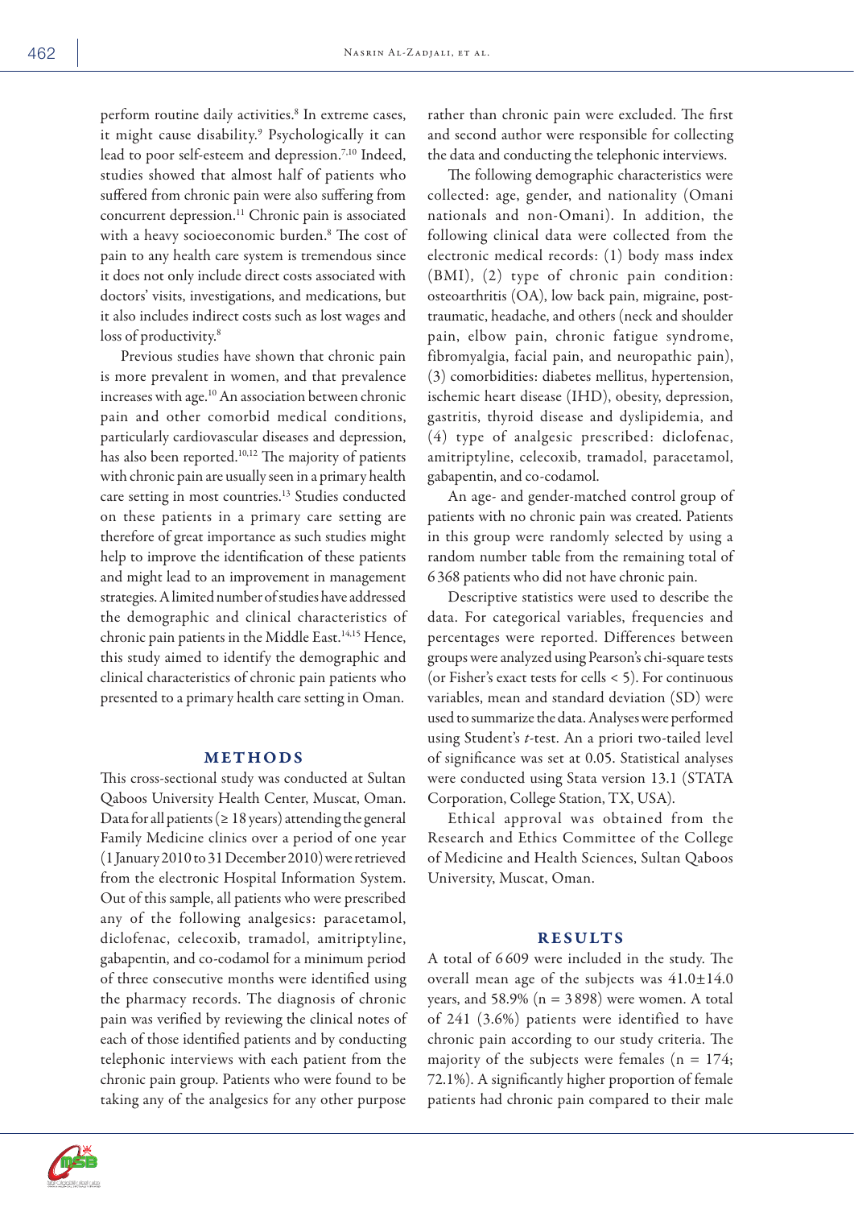perform routine daily activities.[8] In extreme cases, it might cause disability.[9] Psychologically it can lead to poor self-esteem and depression.[7,10] Indeed, studies showed that almost half of patients who suffered from chronic pain were also suffering from concurrent depression.[11] Chronic pain is associated with a heavy socioeconomic burden.[8] The cost of pain to any health care system is tremendous since it does not only include direct costs associated with doctors' visits, investigations, and medications, but it also includes indirect costs such as lost wages and loss of productivity.[8]

Previous studies have shown that chronic pain is more prevalent in women, and that prevalence increases with age.[10] An association between chronic pain and other comorbid medical conditions, particularly cardiovascular diseases and depression, has also been reported.[10,12] The majority of patients with chronic pain are usually seen in a primary health care setting in most countries.[13] Studies conducted on these patients in a primary care setting are therefore of great importance as such studies might help to improve the identification of these patients and might lead to an improvement in management strategies. A limited number of studies have addressed the demographic and clinical characteristics of chronic pain patients in the Middle East.[14,15] Hence, this study aimed to identify the demographic and clinical characteristics of chronic pain patients who presented to a primary health care setting in Oman.

## METHODS

This cross-sectional study was conducted at Sultan Qaboos University Health Center, Muscat, Oman. Data for all patients (≥ 18 years) attending the general Family Medicine clinics over a period of one year (1 January 2010 to 31 December 2010) were retrieved from the electronic Hospital Information System. Out of this sample, all patients who were prescribed any of the following analgesics: paracetamol, diclofenac, celecoxib, tramadol, amitriptyline, gabapentin, and co-codamol for a minimum period of three consecutive months were identified using the pharmacy records. The diagnosis of chronic pain was verified by reviewing the clinical notes of each of those identified patients and by conducting telephonic interviews with each patient from the chronic pain group. Patients who were found to be taking any of the analgesics for any other purpose rather than chronic pain were excluded. The first and second author were responsible for collecting the data and conducting the telephonic interviews.

The following demographic characteristics were collected: age, gender, and nationality (Omani nationals and non-Omani). In addition, the following clinical data were collected from the electronic medical records: (1) body mass index (BMI), (2) type of chronic pain condition: osteoarthritis (OA), low back pain, migraine, post-traumatic, headache, and others (neck and shoulder pain, elbow pain, chronic fatigue syndrome, fibromyalgia, facial pain, and neuropathic pain), (3) comorbidities: diabetes mellitus, hypertension, ischemic heart disease (IHD), obesity, depression, gastritis, thyroid disease and dyslipidemia, and (4) type of analgesic prescribed: diclofenac, amitriptyline, celecoxib, tramadol, paracetamol, gabapentin, and co-codamol.

An age- and gender-matched control group of patients with no chronic pain was created. Patients in this group were randomly selected by using a random number table from the remaining total of 6 368 patients who did not have chronic pain.

Descriptive statistics were used to describe the data. For categorical variables, frequencies and percentages were reported. Differences between groups were analyzed using Pearson's chi-square tests (or Fisher's exact tests for cells < 5). For continuous variables, mean and standard deviation (SD) were used to summarize the data. Analyses were performed using Student's *t*-test. An a priori two-tailed level of significance was set at 0.05. Statistical analyses were conducted using Stata version 13.1 (STATA Corporation, College Station, TX, USA).

Ethical approval was obtained from the Research and Ethics Committee of the College of Medicine and Health Sciences, Sultan Qaboos University, Muscat, Oman.

## RESULTS

A total of 6 609 were included in the study. The overall mean age of the subjects was 41.0±14.0 years, and 58.9% (n = 3 898) were women. A total of 241 (3.6%) patients were identified to have chronic pain according to our study criteria. The majority of the subjects were females (n = 174; 72.1%). A significantly higher proportion of female patients had chronic pain compared to their male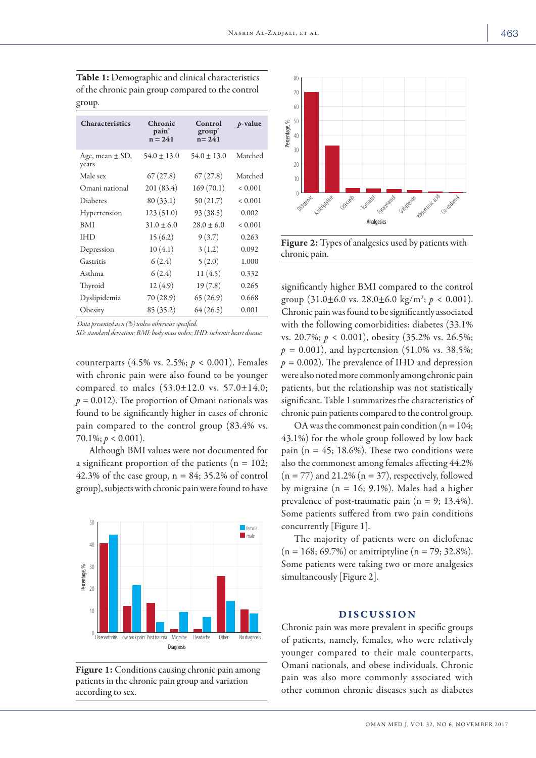**Table 1:** Demographic and clinical characteristics of the chronic pain group compared to the control group.

| Characteristics | Chronic pain* n = 241 | Control group* n= 241 | $p$-value |
|---|---|---|---|
| Age, mean ± SD, years | 54.0 ± 13.0 | 54.0 ± 13.0 | Matched |
| Male sex | 67 (27.8) | 67 (27.8) | Matched |
| Omani national | 201 (83.4) | 169 (70.1) | < 0.001 |
| Diabetes | 80 (33.1) | 50 (21.7) | < 0.001 |
| Hypertension | 123 (51.0) | 93 (38.5) | 0.002 |
| BMI | 31.0 ± 6.0 | 28.0 ± 6.0 | < 0.001 |
| IHD | 15 (6.2) | 9 (3.7) | 0.263 |
| Depression | 10 (4.1) | 3 (1.2) | 0.092 |
| Gastritis | 6 (2.4) | 5 (2.0) | 1.000 |
| Asthma | 6 (2.4) | 11 (4.5) | 0.332 |
| Thyroid | 12 (4.9) | 19 (7.8) | 0.265 |
| Dyslipidemia | 70 (28.9) | 65 (26.9) | 0.668 |
| Obesity | 85 (35.2) | 64 (26.5) | 0.001 |

*Data presented as n (%) unless otherwise specified.
SD: standard deviation; BMI: body mass index; IHD: ischemic heart disease.*

counterparts (4.5% vs. 2.5%; $p < 0.001$). Females with chronic pain were also found to be younger compared to males (53.0±12.0 vs. 57.0±14.0; $p = 0.012$). The proportion of Omani nationals was found to be significantly higher in cases of chronic pain compared to the control group (83.4% vs. 70.1%; $p < 0.001$).

Although BMI values were not documented for a significant proportion of the patients (n = 102; 42.3% of the case group, n = 84; 35.2% of control group), subjects with chronic pain were found to have significantly higher BMI compared to the control group (31.0±6.0 vs. 28.0±6.0 kg/m$^2$; $p < 0.001$). Chronic pain was found to be significantly associated with the following comorbidities: diabetes (33.1% vs. 20.7%; $p < 0.001$), obesity (35.2% vs. 26.5%; $p = 0.001$), and hypertension (51.0% vs. 38.5%; $p = 0.002$). The prevalence of IHD and depression were also noted more commonly among chronic pain patients, but the relationship was not statistically significant. Table 1 summarizes the characteristics of chronic pain patients compared to the control group.

**Figure 1:** Conditions causing chronic pain among patients in the chronic pain group and variation according to sex.

**Figure 2:** Types of analgesics used by patients with chronic pain.

OA was the commonest pain condition (n = 104; 43.1%) for the whole group followed by low back pain (n = 45; 18.6%). These two conditions were also the commonest among females affecting 44.2% (n = 77) and 21.2% (n = 37), respectively, followed by migraine (n = 16; 9.1%). Males had a higher prevalence of post-traumatic pain (n = 9; 13.4%). Some patients suffered from two pain conditions concurrently [Figure 1].

The majority of patients were on diclofenac (n = 168; 69.7%) or amitriptyline (n = 79; 32.8%). Some patients were taking two or more analgesics simultaneously [Figure 2].

## DISCUSSION

Chronic pain was more prevalent in specific groups of patients, namely, females, who were relatively younger compared to their male counterparts, Omani nationals, and obese individuals. Chronic pain was also more commonly associated with other common chronic diseases such as diabetes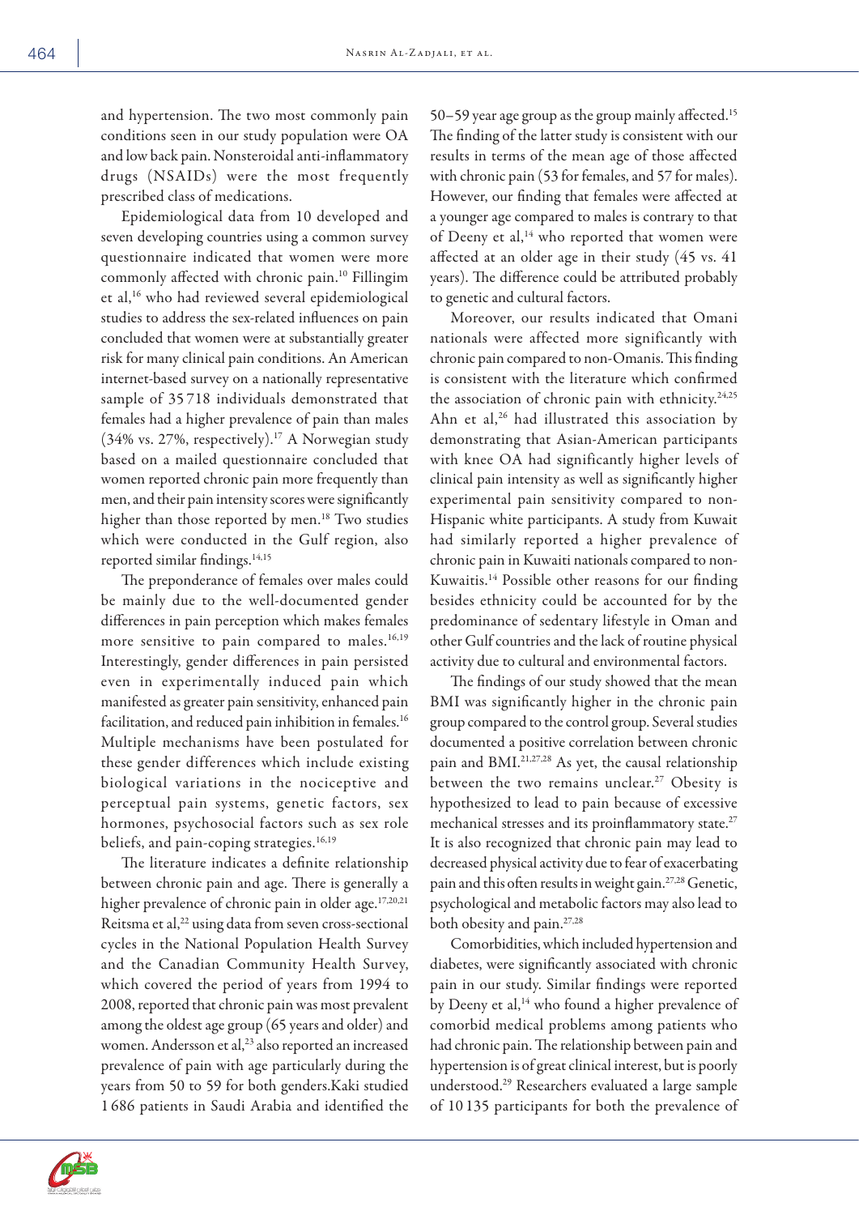and hypertension. The two most commonly pain conditions seen in our study population were OA and low back pain. Nonsteroidal anti-inflammatory drugs (NSAIDs) were the most frequently prescribed class of medications.

Epidemiological data from 10 developed and seven developing countries using a common survey questionnaire indicated that women were more commonly affected with chronic pain.[10] Fillingim et al,[16] who had reviewed several epidemiological studies to address the sex-related influences on pain concluded that women were at substantially greater risk for many clinical pain conditions. An American internet-based survey on a nationally representative sample of 35 718 individuals demonstrated that females had a higher prevalence of pain than males (34% vs. 27%, respectively).[17] A Norwegian study based on a mailed questionnaire concluded that women reported chronic pain more frequently than men, and their pain intensity scores were significantly higher than those reported by men.[18] Two studies which were conducted in the Gulf region, also reported similar findings.[14,15]

The preponderance of females over males could be mainly due to the well-documented gender differences in pain perception which makes females more sensitive to pain compared to males.[16,19] Interestingly, gender differences in pain persisted even in experimentally induced pain which manifested as greater pain sensitivity, enhanced pain facilitation, and reduced pain inhibition in females.[16] Multiple mechanisms have been postulated for these gender differences which include existing biological variations in the nociceptive and perceptual pain systems, genetic factors, sex hormones, psychosocial factors such as sex role beliefs, and pain-coping strategies.[16,19]

The literature indicates a definite relationship between chronic pain and age. There is generally a higher prevalence of chronic pain in older age.[17,20,21] Reitsma et al,[22] using data from seven cross-sectional cycles in the National Population Health Survey and the Canadian Community Health Survey, which covered the period of years from 1994 to 2008, reported that chronic pain was most prevalent among the oldest age group (65 years and older) and women. Andersson et al,[23] also reported an increased prevalence of pain with age particularly during the years from 50 to 59 for both genders.Kaki studied 1 686 patients in Saudi Arabia and identified the 50–59 year age group as the group mainly affected.[15] The finding of the latter study is consistent with our results in terms of the mean age of those affected with chronic pain (53 for females, and 57 for males). However, our finding that females were affected at a younger age compared to males is contrary to that of Deeny et al,[14] who reported that women were affected at an older age in their study (45 vs. 41 years). The difference could be attributed probably to genetic and cultural factors.

Moreover, our results indicated that Omani nationals were affected more significantly with chronic pain compared to non-Omanis. This finding is consistent with the literature which confirmed the association of chronic pain with ethnicity.[24,25] Ahn et al,[26] had illustrated this association by demonstrating that Asian-American participants with knee OA had significantly higher levels of clinical pain intensity as well as significantly higher experimental pain sensitivity compared to non-Hispanic white participants. A study from Kuwait had similarly reported a higher prevalence of chronic pain in Kuwaiti nationals compared to non-Kuwaitis.[14] Possible other reasons for our finding besides ethnicity could be accounted for by the predominance of sedentary lifestyle in Oman and other Gulf countries and the lack of routine physical activity due to cultural and environmental factors.

The findings of our study showed that the mean BMI was significantly higher in the chronic pain group compared to the control group. Several studies documented a positive correlation between chronic pain and BMI.[21,27,28] As yet, the causal relationship between the two remains unclear.[27] Obesity is hypothesized to lead to pain because of excessive mechanical stresses and its proinflammatory state.[27] It is also recognized that chronic pain may lead to decreased physical activity due to fear of exacerbating pain and this often results in weight gain.[27,28] Genetic, psychological and metabolic factors may also lead to both obesity and pain.[27,28]

Comorbidities, which included hypertension and diabetes, were significantly associated with chronic pain in our study. Similar findings were reported by Deeny et al,[14] who found a higher prevalence of comorbid medical problems among patients who had chronic pain. The relationship between pain and hypertension is of great clinical interest, but is poorly understood.[29] Researchers evaluated a large sample of 10 135 participants for both the prevalence of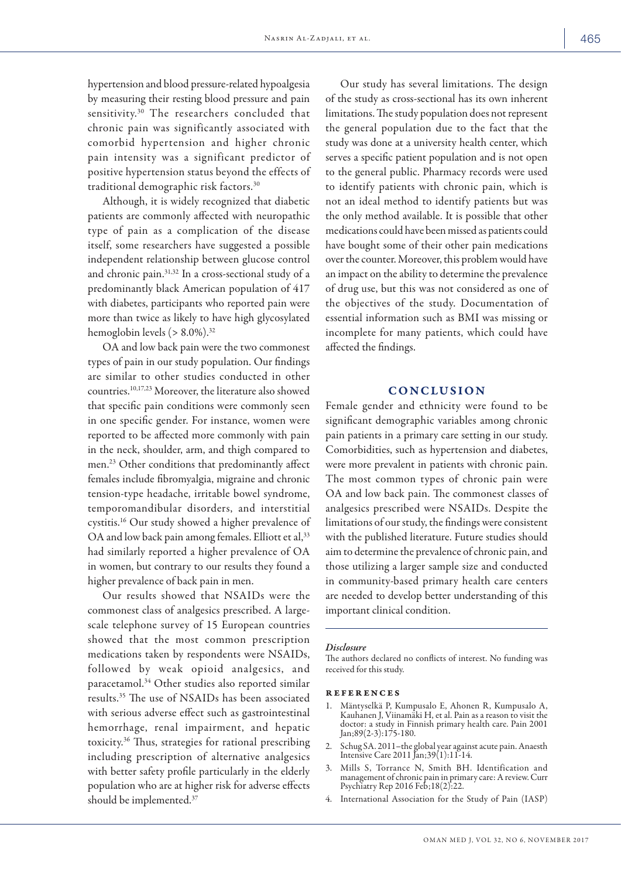hypertension and blood pressure-related hypoalgesia by measuring their resting blood pressure and pain sensitivity.[30] The researchers concluded that chronic pain was significantly associated with comorbid hypertension and higher chronic pain intensity was a significant predictor of positive hypertension status beyond the effects of traditional demographic risk factors.[30]

Although, it is widely recognized that diabetic patients are commonly affected with neuropathic type of pain as a complication of the disease itself, some researchers have suggested a possible independent relationship between glucose control and chronic pain.[31,32] In a cross-sectional study of a predominantly black American population of 417 with diabetes, participants who reported pain were more than twice as likely to have high glycosylated hemoglobin levels (> 8.0%).[32]

OA and low back pain were the two commonest types of pain in our study population. Our findings are similar to other studies conducted in other countries.[10,17,23] Moreover, the literature also showed that specific pain conditions were commonly seen in one specific gender. For instance, women were reported to be affected more commonly with pain in the neck, shoulder, arm, and thigh compared to men.[23] Other conditions that predominantly affect females include fibromyalgia, migraine and chronic tension-type headache, irritable bowel syndrome, temporomandibular disorders, and interstitial cystitis.[16] Our study showed a higher prevalence of OA and low back pain among females. Elliott et al,[33] had similarly reported a higher prevalence of OA in women, but contrary to our results they found a higher prevalence of back pain in men.

Our results showed that NSAIDs were the commonest class of analgesics prescribed. A large-scale telephone survey of 15 European countries showed that the most common prescription medications taken by respondents were NSAIDs, followed by weak opioid analgesics, and paracetamol.[34] Other studies also reported similar results.[35] The use of NSAIDs has been associated with serious adverse effect such as gastrointestinal hemorrhage, renal impairment, and hepatic toxicity.[36] Thus, strategies for rational prescribing including prescription of alternative analgesics with better safety profile particularly in the elderly population who are at higher risk for adverse effects should be implemented.[37]

Our study has several limitations. The design of the study as cross-sectional has its own inherent limitations. The study population does not represent the general population due to the fact that the study was done at a university health center, which serves a specific patient population and is not open to the general public. Pharmacy records were used to identify patients with chronic pain, which is not an ideal method to identify patients but was the only method available. It is possible that other medications could have been missed as patients could have bought some of their other pain medications over the counter. Moreover, this problem would have an impact on the ability to determine the prevalence of drug use, but this was not considered as one of the objectives of the study. Documentation of essential information such as BMI was missing or incomplete for many patients, which could have affected the findings.

## CONCLUSION

Female gender and ethnicity were found to be significant demographic variables among chronic pain patients in a primary care setting in our study. Comorbidities, such as hypertension and diabetes, were more prevalent in patients with chronic pain. The most common types of chronic pain were OA and low back pain. The commonest classes of analgesics prescribed were NSAIDs. Despite the limitations of our study, the findings were consistent with the published literature. Future studies should aim to determine the prevalence of chronic pain, and those utilizing a larger sample size and conducted in community-based primary health care centers are needed to develop better understanding of this important clinical condition.

### *Disclosure*

The authors declared no conflicts of interest. No funding was received for this study.

## REFERENCES

1. Mäntyselkä P, Kumpusalo E, Ahonen R, Kumpusalo A, Kauhanen J, Viinamäki H, et al. Pain as a reason to visit the doctor: a study in Finnish primary health care. Pain 2001 Jan;89(2-3):175-180.
2. Schug SA. 2011–the global year against acute pain. Anaesth Intensive Care 2011 Jan;39(1):11-14.
3. Mills S, Torrance N, Smith BH. Identification and management of chronic pain in primary care: A review. Curr Psychiatry Rep 2016 Feb;18(2):22.
4. International Association for the Study of Pain (IASP)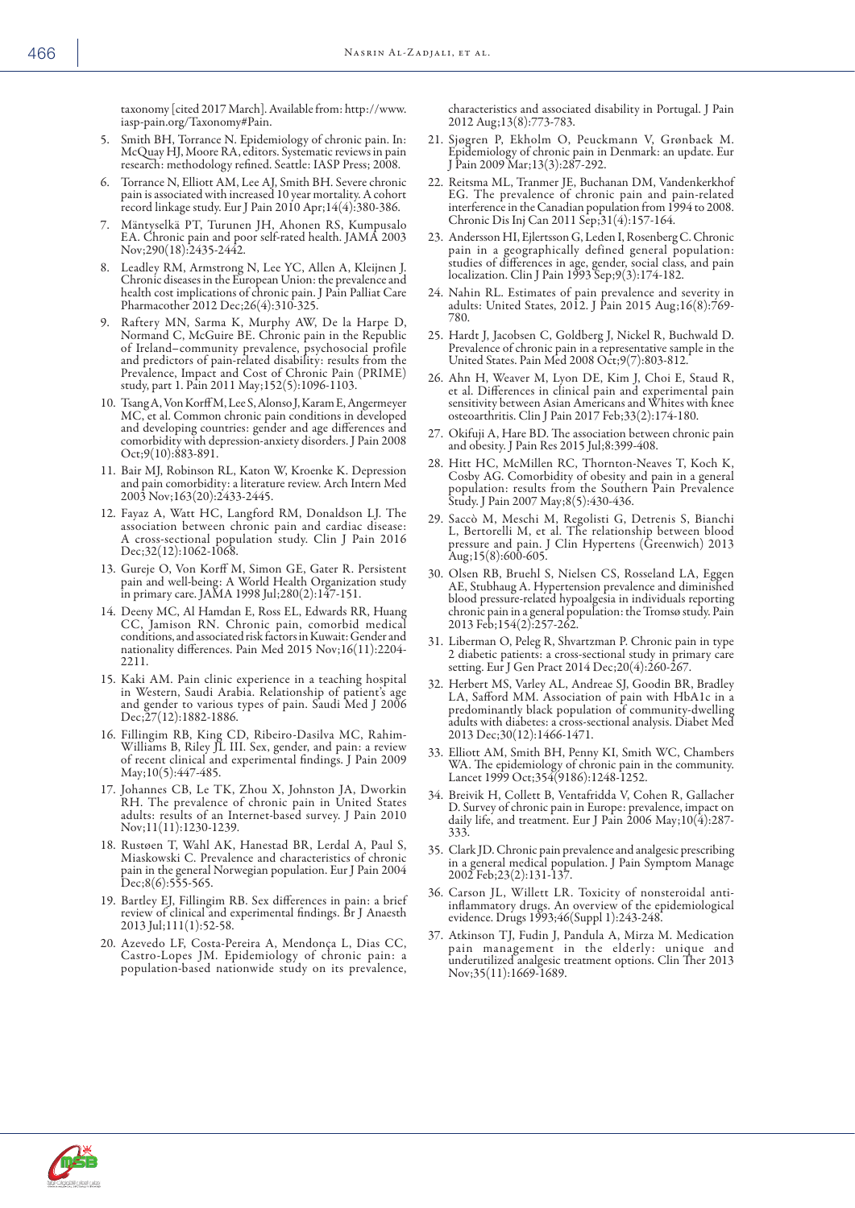taxonomy [cited 2017 March]. Available from: http://www.iasp-pain.org/Taxonomy#Pain.

5. Smith BH, Torrance N. Epidemiology of chronic pain. In: McQuay HJ, Moore RA, editors. Systematic reviews in pain research: methodology refined. Seattle: IASP Press; 2008.
6. Torrance N, Elliott AM, Lee AJ, Smith BH. Severe chronic pain is associated with increased 10 year mortality. A cohort record linkage study. Eur J Pain 2010 Apr;14(4):380-386.
7. Mäntyselkä PT, Turunen JH, Ahonen RS, Kumpusalo EA. Chronic pain and poor self-rated health. JAMA 2003 Nov;290(18):2435-2442.
8. Leadley RM, Armstrong N, Lee YC, Allen A, Kleijnen J. Chronic diseases in the European Union: the prevalence and health cost implications of chronic pain. J Pain Palliat Care Pharmacother 2012 Dec;26(4):310-325.
9. Raftery MN, Sarma K, Murphy AW, De la Harpe D, Normand C, McGuire BE. Chronic pain in the Republic of Ireland–community prevalence, psychosocial profile and predictors of pain-related disability: results from the Prevalence, Impact and Cost of Chronic Pain (PRIME) study, part 1. Pain 2011 May;152(5):1096-1103.
10. Tsang A, Von Korff M, Lee S, Alonso J, Karam E, Angermeyer MC, et al. Common chronic pain conditions in developed and developing countries: gender and age differences and comorbidity with depression-anxiety disorders. J Pain 2008 Oct;9(10):883-891.
11. Bair MJ, Robinson RL, Katon W, Kroenke K. Depression and pain comorbidity: a literature review. Arch Intern Med 2003 Nov;163(20):2433-2445.
12. Fayaz A, Watt HC, Langford RM, Donaldson LJ. The association between chronic pain and cardiac disease: A cross-sectional population study. Clin J Pain 2016 Dec;32(12):1062-1068.
13. Gureje O, Von Korff M, Simon GE, Gater R. Persistent pain and well-being: A World Health Organization study in primary care. JAMA 1998 Jul;280(2):147-151.
14. Deeny MC, Al Hamdan E, Ross EL, Edwards RR, Huang CC, Jamison RN. Chronic pain, comorbid medical conditions, and associated risk factors in Kuwait: Gender and nationality differences. Pain Med 2015 Nov;16(11):2204-2211.
15. Kaki AM. Pain clinic experience in a teaching hospital in Western, Saudi Arabia. Relationship of patient's age and gender to various types of pain. Saudi Med J 2006 Dec;27(12):1882-1886.
16. Fillingim RB, King CD, Ribeiro-Dasilva MC, Rahim-Williams B, Riley JL III. Sex, gender, and pain: a review of recent clinical and experimental findings. J Pain 2009 May;10(5):447-485.
17. Johannes CB, Le TK, Zhou X, Johnston JA, Dworkin RH. The prevalence of chronic pain in United States adults: results of an Internet-based survey. J Pain 2010 Nov;11(11):1230-1239.
18. Rustøen T, Wahl AK, Hanestad BR, Lerdal A, Paul S, Miaskowski C. Prevalence and characteristics of chronic pain in the general Norwegian population. Eur J Pain 2004 Dec;8(6):555-565.
19. Bartley EJ, Fillingim RB. Sex differences in pain: a brief review of clinical and experimental findings. Br J Anaesth 2013 Jul;111(1):52-58.
20. Azevedo LF, Costa-Pereira A, Mendonça L, Dias CC, Castro-Lopes JM. Epidemiology of chronic pain: a population-based nationwide study on its prevalence, characteristics and associated disability in Portugal. J Pain 2012 Aug;13(8):773-783.
21. Sjøgren P, Ekholm O, Peuckmann V, Grønbaek M. Epidemiology of chronic pain in Denmark: an update. Eur J Pain 2009 Mar;13(3):287-292.
22. Reitsma ML, Tranmer JE, Buchanan DM, Vandenkerkhof EG. The prevalence of chronic pain and pain-related interference in the Canadian population from 1994 to 2008. Chronic Dis Inj Can 2011 Sep;31(4):157-164.
23. Andersson HI, Ejlertsson G, Leden I, Rosenberg C. Chronic pain in a geographically defined general population: studies of differences in age, gender, social class, and pain localization. Clin J Pain 1993 Sep;9(3):174-182.
24. Nahin RL. Estimates of pain prevalence and severity in adults: United States, 2012. J Pain 2015 Aug;16(8):769-780.
25. Hardt J, Jacobsen C, Goldberg J, Nickel R, Buchwald D. Prevalence of chronic pain in a representative sample in the United States. Pain Med 2008 Oct;9(7):803-812.
26. Ahn H, Weaver M, Lyon DE, Kim J, Choi E, Staud R, et al. Differences in clinical pain and experimental pain sensitivity between Asian Americans and Whites with knee osteoarthritis. Clin J Pain 2017 Feb;33(2):174-180.
27. Okifuji A, Hare BD. The association between chronic pain and obesity. J Pain Res 2015 Jul;8:399-408.
28. Hitt HC, McMillen RC, Thornton-Neaves T, Koch K, Cosby AG. Comorbidity of obesity and pain in a general population: results from the Southern Pain Prevalence Study. J Pain 2007 May;8(5):430-436.
29. Saccò M, Meschi M, Regolisti G, Detrenis S, Bianchi L, Bertorelli M, et al. The relationship between blood pressure and pain. J Clin Hypertens (Greenwich) 2013 Aug;15(8):600-605.
30. Olsen RB, Bruehl S, Nielsen CS, Rosseland LA, Eggen AE, Stubhaug A. Hypertension prevalence and diminished blood pressure-related hypoalgesia in individuals reporting chronic pain in a general population: the Tromsø study. Pain 2013 Feb;154(2):257-262.
31. Liberman O, Peleg R, Shvartzman P. Chronic pain in type 2 diabetic patients: a cross-sectional study in primary care setting. Eur J Gen Pract 2014 Dec;20(4):260-267.
32. Herbert MS, Varley AL, Andreae SJ, Goodin BR, Bradley LA, Safford MM. Association of pain with HbA1c in a predominantly black population of community-dwelling adults with diabetes: a cross-sectional analysis. Diabet Med 2013 Dec;30(12):1466-1471.
33. Elliott AM, Smith BH, Penny KI, Smith WC, Chambers WA. The epidemiology of chronic pain in the community. Lancet 1999 Oct;354(9186):1248-1252.
34. Breivik H, Collett B, Ventafridda V, Cohen R, Gallacher D. Survey of chronic pain in Europe: prevalence, impact on daily life, and treatment. Eur J Pain 2006 May;10(4):287-333.
35. Clark JD. Chronic pain prevalence and analgesic prescribing in a general medical population. J Pain Symptom Manage 2002 Feb;23(2):131-137.
36. Carson JL, Willett LR. Toxicity of nonsteroidal anti-inflammatory drugs. An overview of the epidemiological evidence. Drugs 1993;46(Suppl 1):243-248.
37. Atkinson TJ, Fudin J, Pandula A, Mirza M. Medication pain management in the elderly: unique and underutilized analgesic treatment options. Clin Ther 2013 Nov;35(11):1669-1689.